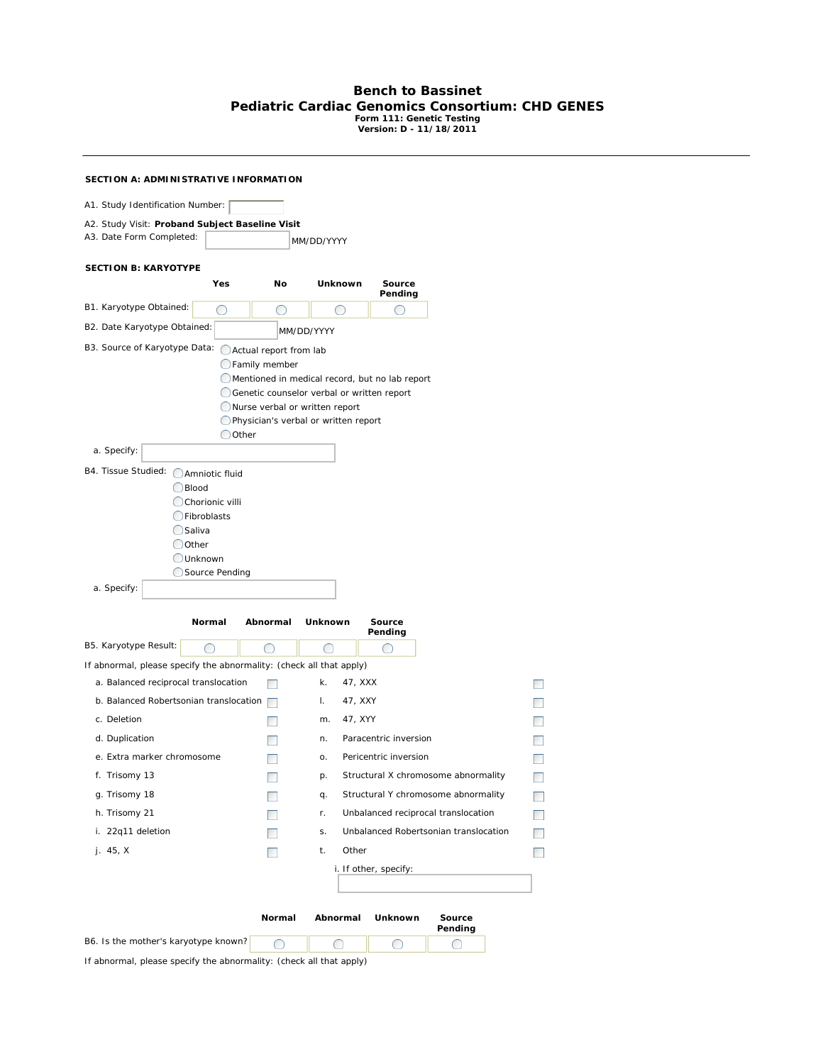# Bench to Bassinet
## Pediatric Cardiac Genomics Consortium: CHD GENES
**Form 111: Genetic Testing**
**Version: D - 11/18/2011**

---

### SECTION A: ADMINISTRATIVE INFORMATION

A1. Study Identification Number: ________

A2. Study Visit: **Proband Subject Baseline Visit**

A3. Date Form Completed: ________ MM/DD/YYYY

### SECTION B: KARYOTYPE

| | Yes | No | Unknown | Source Pending |
|---|---|---|---|---|
| B1. Karyotype Obtained: | ◯ | ◯ | ◯ | ◯ |

B2. Date Karyotype Obtained: ________ MM/DD/YYYY

B3. Source of Karyotype Data:
- ◯ Actual report from lab
- ◯ Family member
- ◯ Mentioned in medical record, but no lab report
- ◯ Genetic counselor verbal or written report
- ◯ Nurse verbal or written report
- ◯ Physician's verbal or written report
- ◯ Other

a. Specify: ________

B4. Tissue Studied:
- ◯ Amniotic fluid
- ◯ Blood
- ◯ Chorionic villi
- ◯ Fibroblasts
- ◯ Saliva
- ◯ Other
- ◯ Unknown
- ◯ Source Pending

a. Specify: ________

| | Normal | Abnormal | Unknown | Source Pending |
|---|---|---|---|---|
| B5. Karyotype Result: | ◯ | ◯ | ◯ | ◯ |

If abnormal, please specify the abnormality: (check all that apply)

| | | | |
|---|---|---|---|
| a. Balanced reciprocal translocation | ☐ | k. 47, XXX | ☐ |
| b. Balanced Robertsonian translocation | ☐ | l. 47, XXY | ☐ |
| c. Deletion | ☐ | m. 47, XYY | ☐ |
| d. Duplication | ☐ | n. Paracentric inversion | ☐ |
| e. Extra marker chromosome | ☐ | o. Pericentric inversion | ☐ |
| f. Trisomy 13 | ☐ | p. Structural X chromosome abnormality | ☐ |
| g. Trisomy 18 | ☐ | q. Structural Y chromosome abnormality | ☐ |
| h. Trisomy 21 | ☐ | r. Unbalanced reciprocal translocation | ☐ |
| i. 22q11 deletion | ☐ | s. Unbalanced Robertsonian translocation | ☐ |
| j. 45, X | ☐ | t. Other | ☐ |

i. If other, specify: ________

| | Normal | Abnormal | Unknown | Source Pending |
|---|---|---|---|---|
| B6. Is the mother's karyotype known? | ◯ | ◯ | ◯ | ◯ |

If abnormal, please specify the abnormality: (check all that apply)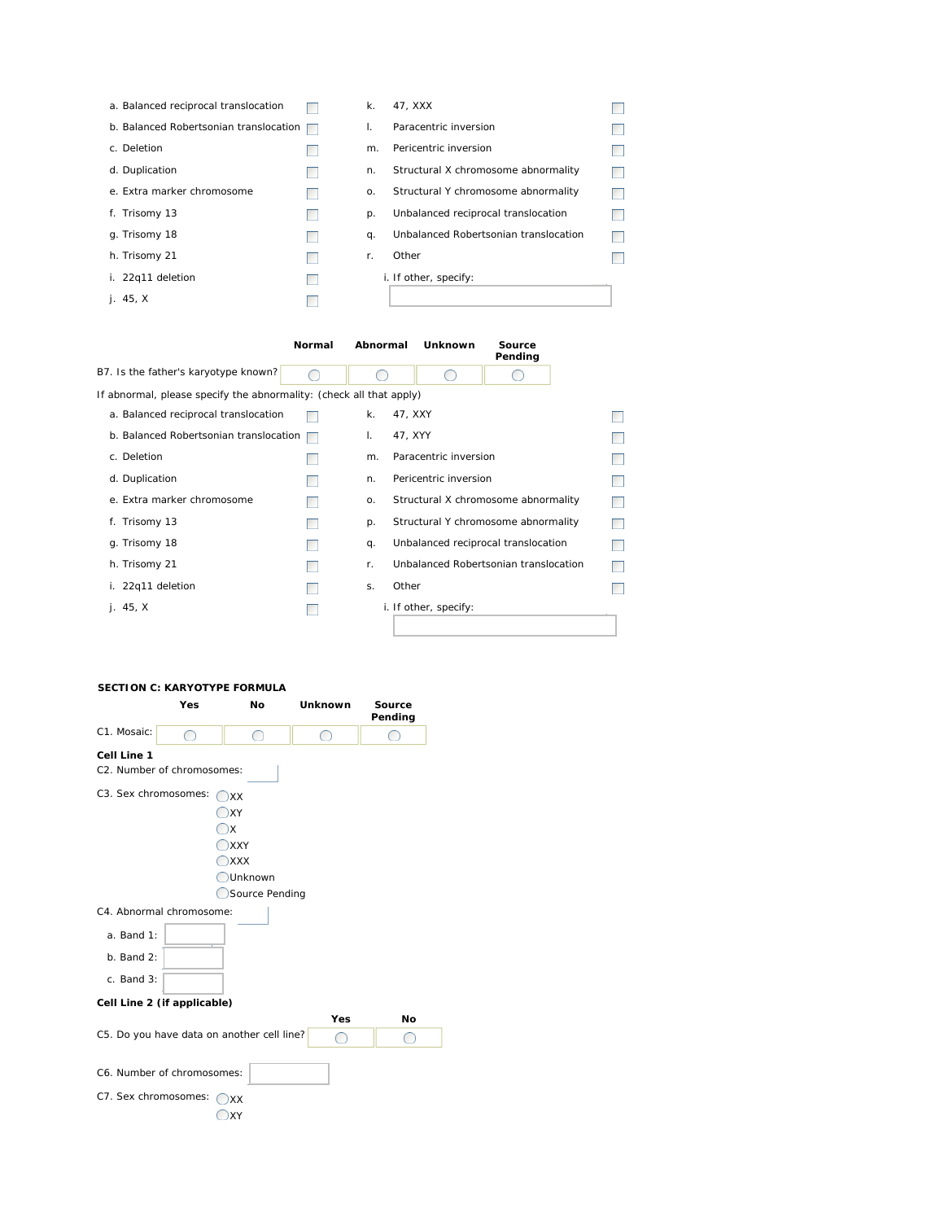| | | | | | |
|---|---|---|---|---|---|
| a. | Balanced reciprocal translocation | ☐ | k. | 47, XXX | ☐ |
| b. | Balanced Robertsonian translocation | ☐ | l. | Paracentric inversion | ☐ |
| c. | Deletion | ☐ | m. | Pericentric inversion | ☐ |
| d. | Duplication | ☐ | n. | Structural X chromosome abnormality | ☐ |
| e. | Extra marker chromosome | ☐ | o. | Structural Y chromosome abnormality | ☐ |
| f. | Trisomy 13 | ☐ | p. | Unbalanced reciprocal translocation | ☐ |
| g. | Trisomy 18 | ☐ | q. | Unbalanced Robertsonian translocation | ☐ |
| h. | Trisomy 21 | ☐ | r. | Other | ☐ |
| i. | 22q11 deletion | ☐ | | i. If other, specify: ______ | |
| j. | 45, X | ☐ | | | |

| | Normal | Abnormal | Unknown | Source Pending |
|---|---|---|---|---|
| B7. Is the father's karyotype known? | ○ | ○ | ○ | ○ |

If abnormal, please specify the abnormality: (check all that apply)

| | | | | | |
|---|---|---|---|---|---|
| a. | Balanced reciprocal translocation | ☐ | k. | 47, XXY | ☐ |
| b. | Balanced Robertsonian translocation | ☐ | l. | 47, XYY | ☐ |
| c. | Deletion | ☐ | m. | Paracentric inversion | ☐ |
| d. | Duplication | ☐ | n. | Pericentric inversion | ☐ |
| e. | Extra marker chromosome | ☐ | o. | Structural X chromosome abnormality | ☐ |
| f. | Trisomy 13 | ☐ | p. | Structural Y chromosome abnormality | ☐ |
| g. | Trisomy 18 | ☐ | q. | Unbalanced reciprocal translocation | ☐ |
| h. | Trisomy 21 | ☐ | r. | Unbalanced Robertsonian translocation | ☐ |
| i. | 22q11 deletion | ☐ | s. | Other | ☐ |
| j. | 45, X | ☐ | | i. If other, specify: ______ | |

## SECTION C: KARYOTYPE FORMULA

| | Yes | No | Unknown | Source Pending |
|---|---|---|---|---|
| C1. Mosaic: | ○ | ○ | ○ | ○ |

**Cell Line 1**

C2. Number of chromosomes: ______

C3. Sex chromosomes:
- ○ XX
- ○ XY
- ○ X
- ○ XXY
- ○ XXX
- ○ Unknown
- ○ Source Pending

C4. Abnormal chromosome: ______

a. Band 1: ______

b. Band 2: ______

c. Band 3: ______

**Cell Line 2 (if applicable)**

| | Yes | No |
|---|---|---|
| C5. Do you have data on another cell line? | ○ | ○ |

C6. Number of chromosomes: ______

C7. Sex chromosomes:
- ○ XX
- ○ XY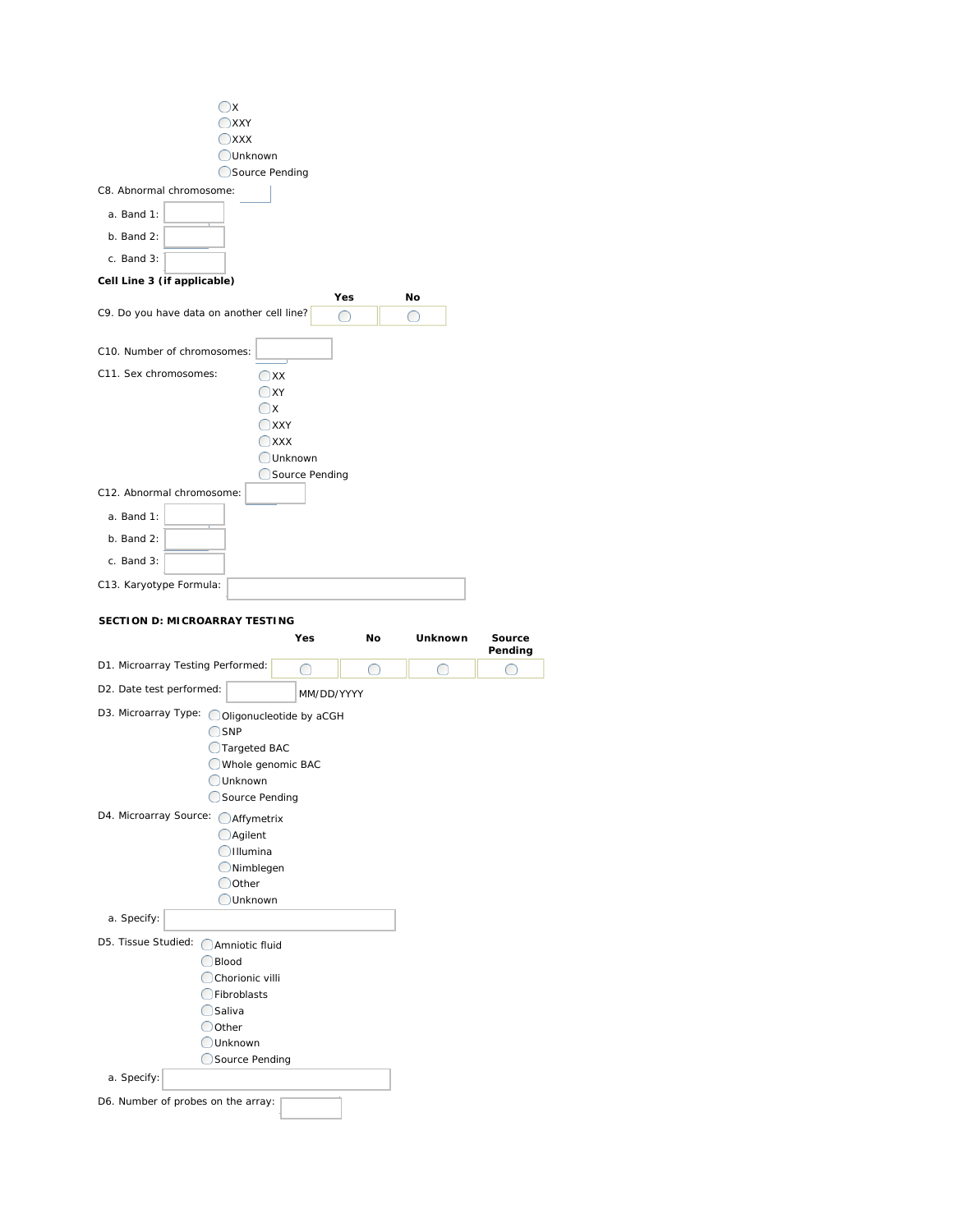- X
- XXY
- XXX
- Unknown
- Source Pending

C8. Abnormal chromosome:

a. Band 1:

b. Band 2:

c. Band 3:

**Cell Line 3 (if applicable)**

| | Yes | No |
|---|---|---|
| C9. Do you have data on another cell line? | ◯ | ◯ |

C10. Number of chromosomes:

C11. Sex chromosomes:

- XX
- XY
- X
- XXY
- XXX
- Unknown
- Source Pending

C12. Abnormal chromosome:

a. Band 1:

b. Band 2:

c. Band 3:

C13. Karyotype Formula:

**SECTION D: MICROARRAY TESTING**

| | Yes | No | Unknown | Source Pending |
|---|---|---|---|---|
| D1. Microarray Testing Performed: | ◯ | ◯ | ◯ | ◯ |

D2. Date test performed: MM/DD/YYYY

D3. Microarray Type:

- Oligonucleotide by aCGH
- SNP
- Targeted BAC
- Whole genomic BAC
- Unknown
- Source Pending

D4. Microarray Source:

- Affymetrix
- Agilent
- Illumina
- Nimblegen
- Other
- Unknown

a. Specify:

D5. Tissue Studied:

- Amniotic fluid
- Blood
- Chorionic villi
- Fibroblasts
- Saliva
- Other
- Unknown
- Source Pending

a. Specify:

D6. Number of probes on the array: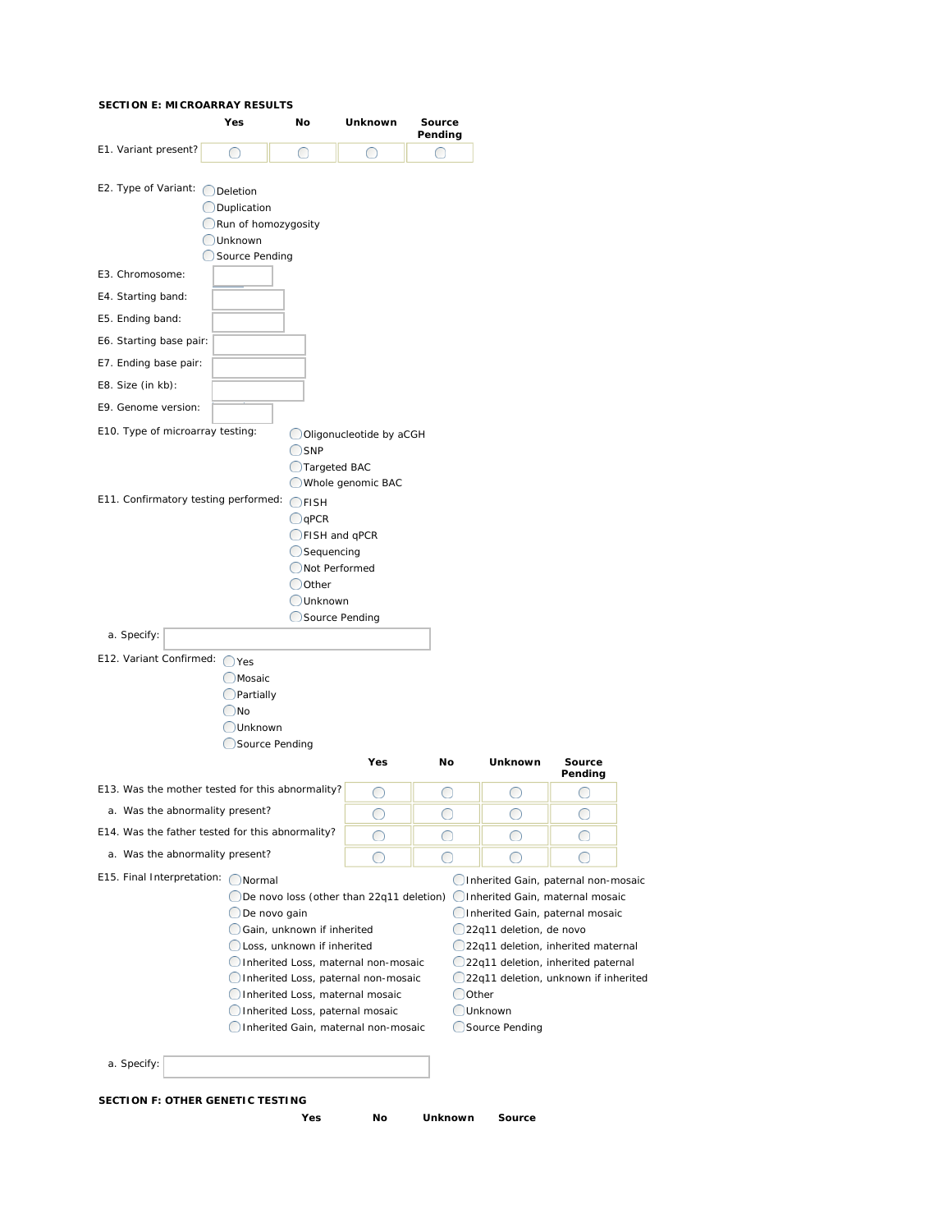**SECTION E: MICROARRAY RESULTS**

| | Yes | No | Unknown | Source Pending |
|---|---|---|---|---|
| E1. Variant present? | ◯ | ◯ | ◯ | ◯ |

E2. Type of Variant:
- ◯ Deletion
- ◯ Duplication
- ◯ Run of homozygosity
- ◯ Unknown
- ◯ Source Pending

E3. Chromosome: \_\_\_\_\_\_\_\_

E4. Starting band: \_\_\_\_\_\_\_\_

E5. Ending band: \_\_\_\_\_\_\_\_

E6. Starting base pair: \_\_\_\_\_\_\_\_

E7. Ending base pair: \_\_\_\_\_\_\_\_

E8. Size (in kb): \_\_\_\_\_\_\_\_

E9. Genome version: \_\_\_\_\_\_\_\_

E10. Type of microarray testing:
- ◯ Oligonucleotide by aCGH
- ◯ SNP
- ◯ Targeted BAC
- ◯ Whole genomic BAC

E11. Confirmatory testing performed:
- ◯ FISH
- ◯ qPCR
- ◯ FISH and qPCR
- ◯ Sequencing
- ◯ Not Performed
- ◯ Other
- ◯ Unknown
- ◯ Source Pending

a. Specify: \_\_\_\_\_\_\_\_

E12. Variant Confirmed:
- ◯ Yes
- ◯ Mosaic
- ◯ Partially
- ◯ No
- ◯ Unknown
- ◯ Source Pending

| | Yes | No | Unknown | Source Pending |
|---|---|---|---|---|
| E13. Was the mother tested for this abnormality? | ◯ | ◯ | ◯ | ◯ |
| a. Was the abnormality present? | ◯ | ◯ | ◯ | ◯ |
| E14. Was the father tested for this abnormality? | ◯ | ◯ | ◯ | ◯ |
| a. Was the abnormality present? | ◯ | ◯ | ◯ | ◯ |

E15. Final Interpretation:
- ◯ Normal
- ◯ De novo loss (other than 22q11 deletion)
- ◯ De novo gain
- ◯ Gain, unknown if inherited
- ◯ Loss, unknown if inherited
- ◯ Inherited Loss, maternal non-mosaic
- ◯ Inherited Loss, paternal non-mosaic
- ◯ Inherited Loss, maternal mosaic
- ◯ Inherited Loss, paternal mosaic
- ◯ Inherited Gain, maternal non-mosaic
- ◯ Inherited Gain, paternal non-mosaic
- ◯ Inherited Gain, maternal mosaic
- ◯ Inherited Gain, paternal mosaic
- ◯ 22q11 deletion, de novo
- ◯ 22q11 deletion, inherited maternal
- ◯ 22q11 deletion, inherited paternal
- ◯ 22q11 deletion, unknown if inherited
- ◯ Other
- ◯ Unknown
- ◯ Source Pending

a. Specify: \_\_\_\_\_\_\_\_

**SECTION F: OTHER GENETIC TESTING**

| | Yes | No | Unknown | Source |
|---|---|---|---|---|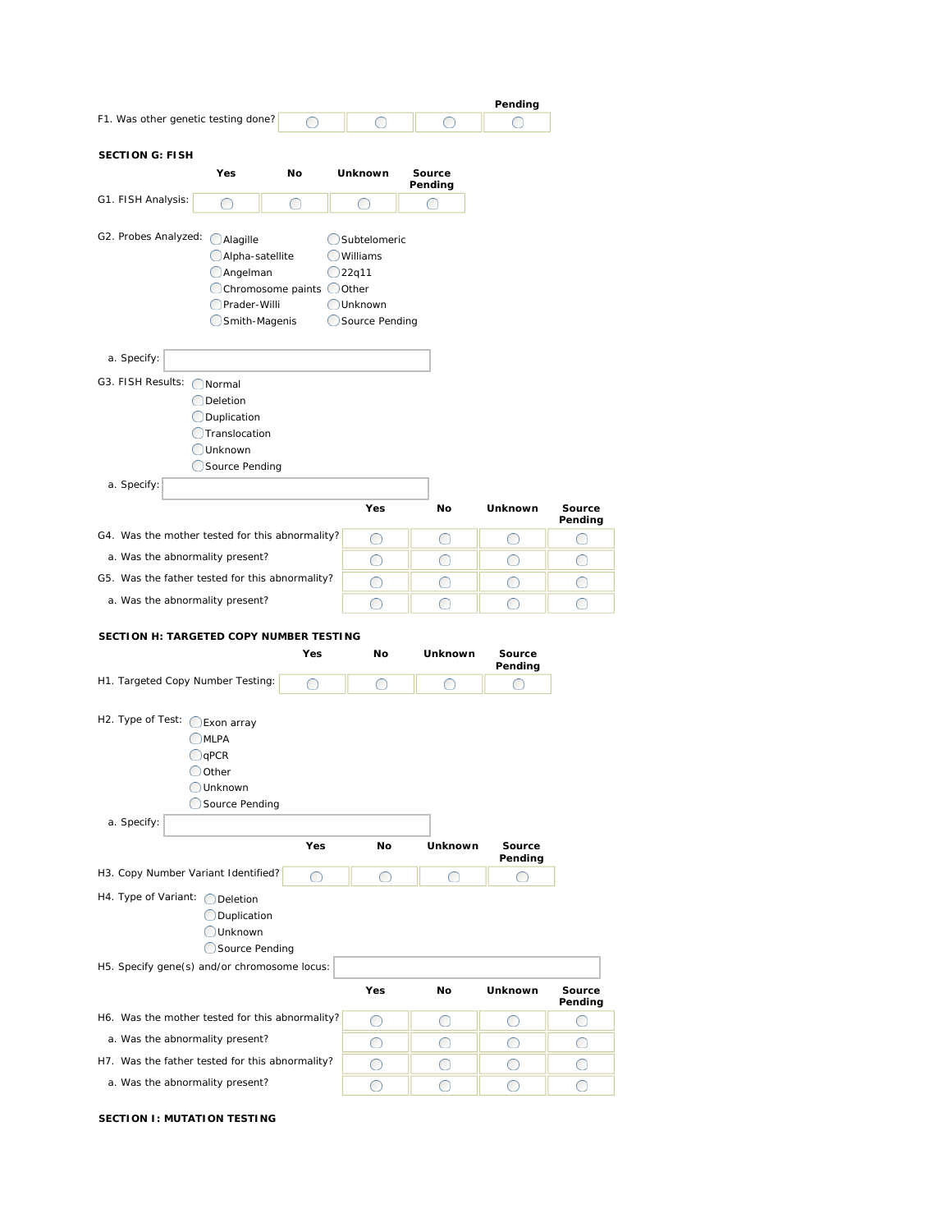| | | | | Pending |
|---|---|---|---|---|
| F1. Was other genetic testing done? | ◯ | ◯ | ◯ | ◯ |

**SECTION G: FISH**

| | Yes | No | Unknown | Source Pending |
|---|---|---|---|---|
| G1. FISH Analysis: | ◯ | ◯ | ◯ | ◯ |

G2. Probes Analyzed:
- ◯ Alagille
- ◯ Alpha-satellite
- ◯ Angelman
- ◯ Chromosome paints
- ◯ Prader-Willi
- ◯ Smith-Magenis
- ◯ Subtelomeric
- ◯ Williams
- ◯ 22q11
- ◯ Other
- ◯ Unknown
- ◯ Source Pending

a. Specify: ______

G3. FISH Results:
- ◯ Normal
- ◯ Deletion
- ◯ Duplication
- ◯ Translocation
- ◯ Unknown
- ◯ Source Pending

a. Specify: ______

| | Yes | No | Unknown | Source Pending |
|---|---|---|---|---|
| G4. Was the mother tested for this abnormality? | ◯ | ◯ | ◯ | ◯ |
| a. Was the abnormality present? | ◯ | ◯ | ◯ | ◯ |
| G5. Was the father tested for this abnormality? | ◯ | ◯ | ◯ | ◯ |
| a. Was the abnormality present? | ◯ | ◯ | ◯ | ◯ |

**SECTION H: TARGETED COPY NUMBER TESTING**

| | Yes | No | Unknown | Source Pending |
|---|---|---|---|---|
| H1. Targeted Copy Number Testing: | ◯ | ◯ | ◯ | ◯ |

H2. Type of Test:
- ◯ Exon array
- ◯ MLPA
- ◯ qPCR
- ◯ Other
- ◯ Unknown
- ◯ Source Pending

a. Specify: ______

| | Yes | No | Unknown | Source Pending |
|---|---|---|---|---|
| H3. Copy Number Variant Identified? | ◯ | ◯ | ◯ | ◯ |

H4. Type of Variant:
- ◯ Deletion
- ◯ Duplication
- ◯ Unknown
- ◯ Source Pending

H5. Specify gene(s) and/or chromosome locus: ______

| | Yes | No | Unknown | Source Pending |
|---|---|---|---|---|
| H6. Was the mother tested for this abnormality? | ◯ | ◯ | ◯ | ◯ |
| a. Was the abnormality present? | ◯ | ◯ | ◯ | ◯ |
| H7. Was the father tested for this abnormality? | ◯ | ◯ | ◯ | ◯ |
| a. Was the abnormality present? | ◯ | ◯ | ◯ | ◯ |

**SECTION I: MUTATION TESTING**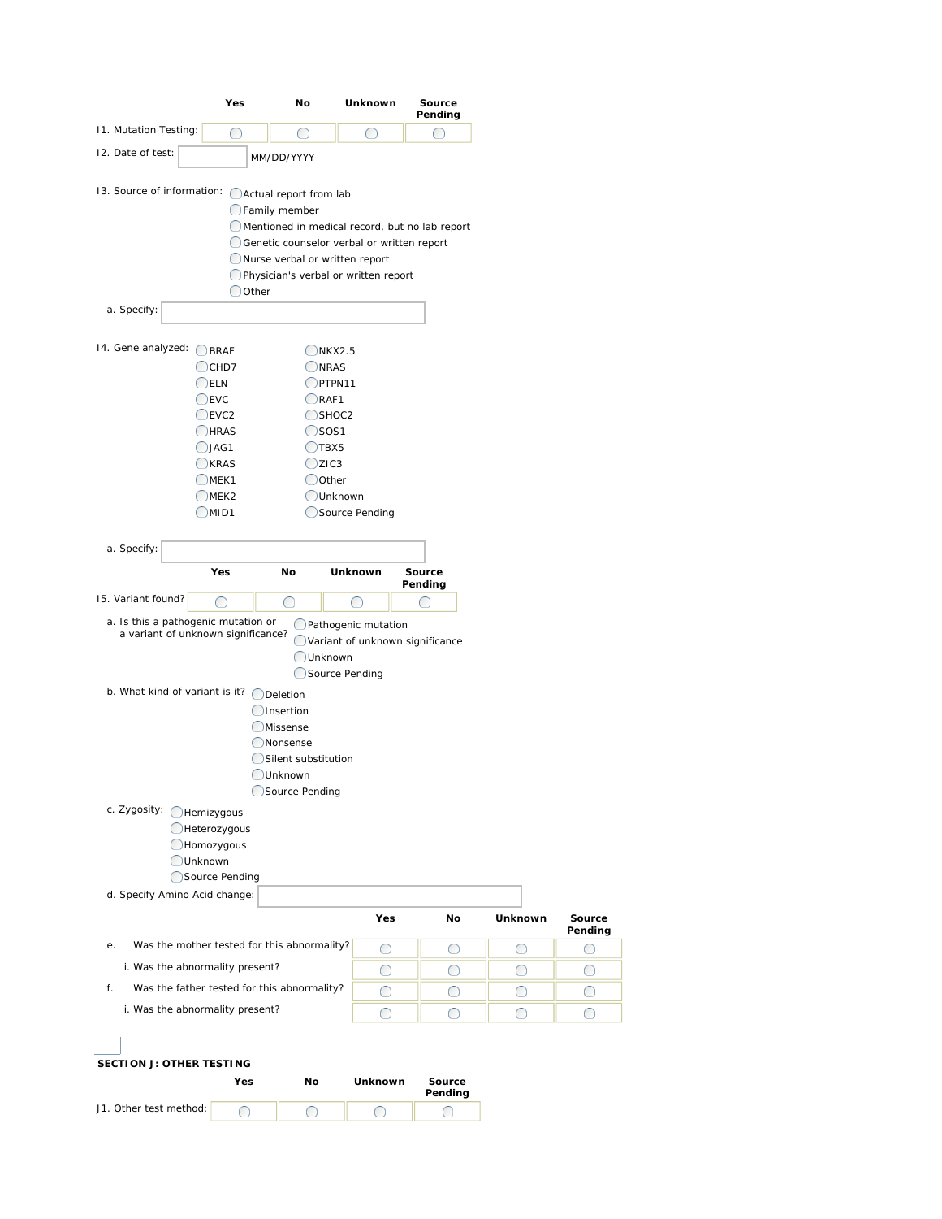| | Yes | No | Unknown | Source Pending |
|---|---|---|---|---|
| I1. Mutation Testing: | ◯ | ◯ | ◯ | ◯ |

I2. Date of test: ______ MM/DD/YYYY

I3. Source of information:
- ◯ Actual report from lab
- ◯ Family member
- ◯ Mentioned in medical record, but no lab report
- ◯ Genetic counselor verbal or written report
- ◯ Nurse verbal or written report
- ◯ Physician's verbal or written report
- ◯ Other

a. Specify: ______

I4. Gene analyzed:
- ◯ BRAF
- ◯ CHD7
- ◯ ELN
- ◯ EVC
- ◯ EVC2
- ◯ HRAS
- ◯ JAG1
- ◯ KRAS
- ◯ MEK1
- ◯ MEK2
- ◯ MID1
- ◯ NKX2.5
- ◯ NRAS
- ◯ PTPN11
- ◯ RAF1
- ◯ SHOC2
- ◯ SOS1
- ◯ TBX5
- ◯ ZIC3
- ◯ Other
- ◯ Unknown
- ◯ Source Pending

a. Specify: ______

| | Yes | No | Unknown | Source Pending |
|---|---|---|---|---|
| I5. Variant found? | ◯ | ◯ | ◯ | ◯ |

a. Is this a pathogenic mutation or a variant of unknown significance?
- ◯ Pathogenic mutation
- ◯ Variant of unknown significance
- ◯ Unknown
- ◯ Source Pending

b. What kind of variant is it?
- ◯ Deletion
- ◯ Insertion
- ◯ Missense
- ◯ Nonsense
- ◯ Silent substitution
- ◯ Unknown
- ◯ Source Pending

c. Zygosity:
- ◯ Hemizygous
- ◯ Heterozygous
- ◯ Homozygous
- ◯ Unknown
- ◯ Source Pending

d. Specify Amino Acid change: ______

| | Yes | No | Unknown | Source Pending |
|---|---|---|---|---|
| e. Was the mother tested for this abnormality? | ◯ | ◯ | ◯ | ◯ |
| i. Was the abnormality present? | ◯ | ◯ | ◯ | ◯ |
| f. Was the father tested for this abnormality? | ◯ | ◯ | ◯ | ◯ |
| i. Was the abnormality present? | ◯ | ◯ | ◯ | ◯ |

## SECTION J: OTHER TESTING

| | Yes | No | Unknown | Source Pending |
|---|---|---|---|---|
| J1. Other test method: | ◯ | ◯ | ◯ | ◯ |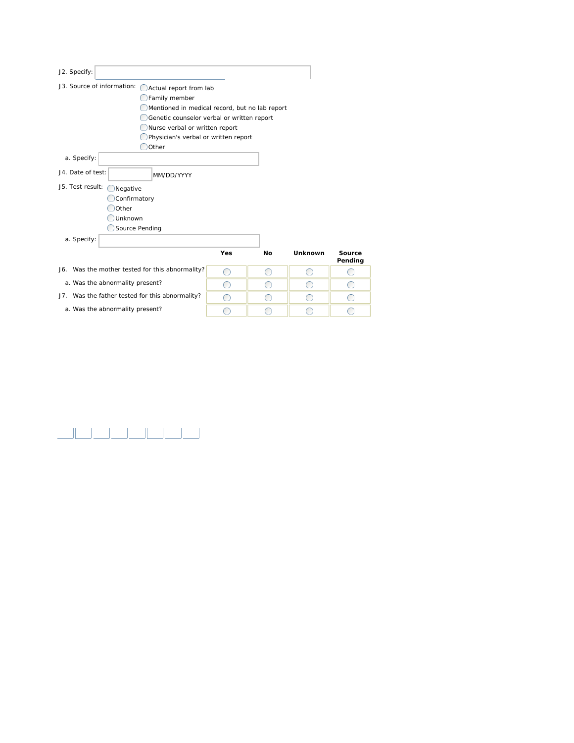J2. Specify: \_\_\_\_\_\_\_\_\_\_\_\_\_\_\_\_\_\_\_\_

J3. Source of information:
- ◯ Actual report from lab
- ◯ Family member
- ◯ Mentioned in medical record, but no lab report
- ◯ Genetic counselor verbal or written report
- ◯ Nurse verbal or written report
- ◯ Physician's verbal or written report
- ◯ Other

a. Specify: \_\_\_\_\_\_\_\_\_\_\_\_\_\_\_\_\_\_\_\_

J4. Date of test: \_\_\_\_\_\_\_\_ MM/DD/YYYY

J5. Test result:
- ◯ Negative
- ◯ Confirmatory
- ◯ Other
- ◯ Unknown
- ◯ Source Pending

a. Specify: \_\_\_\_\_\_\_\_\_\_\_\_\_\_\_\_\_\_\_\_

| | Yes | No | Unknown | Source Pending |
|---|---|---|---|---|
| J6. Was the mother tested for this abnormality? | ◯ | ◯ | ◯ | ◯ |
| a. Was the abnormality present? | ◯ | ◯ | ◯ | ◯ |
| J7. Was the father tested for this abnormality? | ◯ | ◯ | ◯ | ◯ |
| a. Was the abnormality present? | ◯ | ◯ | ◯ | ◯ |